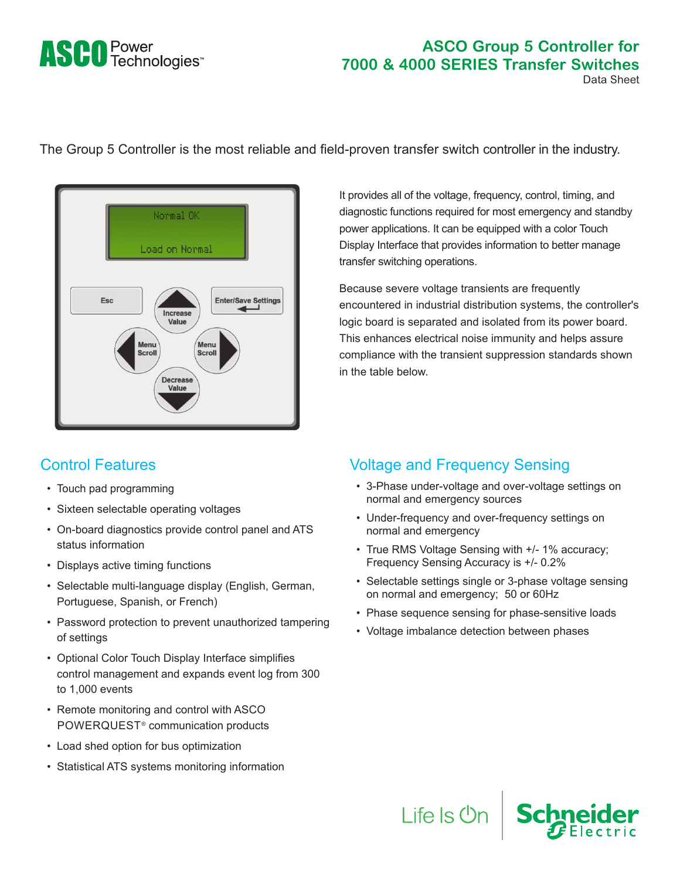# ASCO Group 5 Controller for 7000 & 4000 SERIES Transfer Switches

Data Sheet

The Group 5 Controller is the most reliable and field-proven transfer switch controller in the industry.

It provides all of the voltage, frequency, control, timing, and diagnostic functions required for most emergency and standby power applications. It can be equipped with a color Touch Display Interface that provides information to better manage transfer switching operations.

Because severe voltage transients are frequently encountered in industrial distribution systems, the controller's logic board is separated and isolated from its power board. This enhances electrical noise immunity and helps assure compliance with the transient suppression standards shown in the table below.

## Control Features

- Touch pad programming
- Sixteen selectable operating voltages
- On-board diagnostics provide control panel and ATS status information
- Displays active timing functions
- Selectable multi-language display (English, German, Portuguese, Spanish, or French)
- Password protection to prevent unauthorized tampering of settings
- Optional Color Touch Display Interface simplifies control management and expands event log from 300 to 1,000 events
- Remote monitoring and control with ASCO POWERQUEST® communication products
- Load shed option for bus optimization
- Statistical ATS systems monitoring information

## Voltage and Frequency Sensing

- 3-Phase under-voltage and over-voltage settings on normal and emergency sources
- Under-frequency and over-frequency settings on normal and emergency
- True RMS Voltage Sensing with +/- 1% accuracy; Frequency Sensing Accuracy is +/- 0.2%
- Selectable settings single or 3-phase voltage sensing on normal and emergency; 50 or 60Hz
- Phase sequence sensing for phase-sensitive loads
- Voltage imbalance detection between phases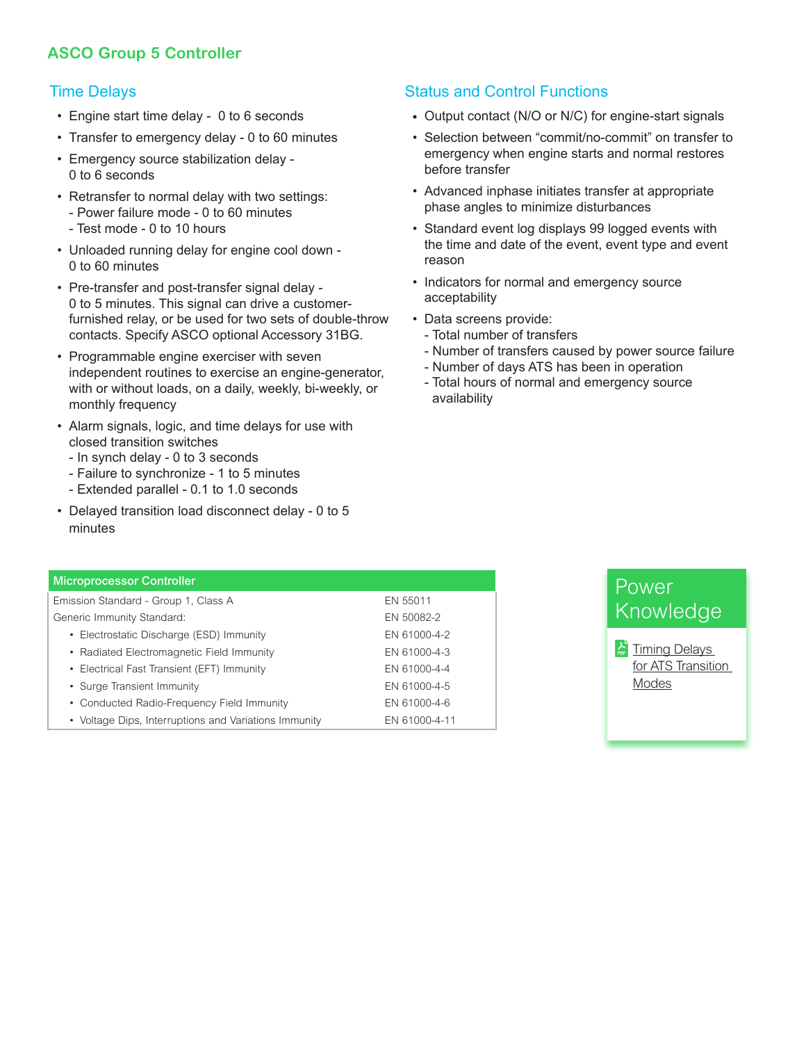## ASCO Group 5 Controller

### Time Delays

- Engine start time delay - 0 to 6 seconds
- Transfer to emergency delay - 0 to 60 minutes
- Emergency source stabilization delay - 0 to 6 seconds
- Retransfer to normal delay with two settings:
  - Power failure mode - 0 to 60 minutes
  - Test mode - 0 to 10 hours
- Unloaded running delay for engine cool down - 0 to 60 minutes
- Pre-transfer and post-transfer signal delay - 0 to 5 minutes. This signal can drive a customer-furnished relay, or be used for two sets of double-throw contacts. Specify ASCO optional Accessory 31BG.
- Programmable engine exerciser with seven independent routines to exercise an engine-generator, with or without loads, on a daily, weekly, bi-weekly, or monthly frequency
- Alarm signals, logic, and time delays for use with closed transition switches
  - In synch delay - 0 to 3 seconds
  - Failure to synchronize - 1 to 5 minutes
  - Extended parallel - 0.1 to 1.0 seconds
- Delayed transition load disconnect delay - 0 to 5 minutes

### Status and Control Functions

- Output contact (N/O or N/C) for engine-start signals
- Selection between "commit/no-commit" on transfer to emergency when engine starts and normal restores before transfer
- Advanced inphase initiates transfer at appropriate phase angles to minimize disturbances
- Standard event log displays 99 logged events with the time and date of the event, event type and event reason
- Indicators for normal and emergency source acceptability
- Data screens provide:
  - Total number of transfers
  - Number of transfers caused by power source failure
  - Number of days ATS has been in operation
  - Total hours of normal and emergency source availability

| Microprocessor Controller | |
|---|---|
| Emission Standard - Group 1, Class A | EN 55011 |
| Generic Immunity Standard: | EN 50082-2 |
| • Electrostatic Discharge (ESD) Immunity | EN 61000-4-2 |
| • Radiated Electromagnetic Field Immunity | EN 61000-4-3 |
| • Electrical Fast Transient (EFT) Immunity | EN 61000-4-4 |
| • Surge Transient Immunity | EN 61000-4-5 |
| • Conducted Radio-Frequency Field Immunity | EN 61000-4-6 |
| • Voltage Dips, Interruptions and Variations Immunity | EN 61000-4-11 |

### Power Knowledge

Timing Delays for ATS Transition Modes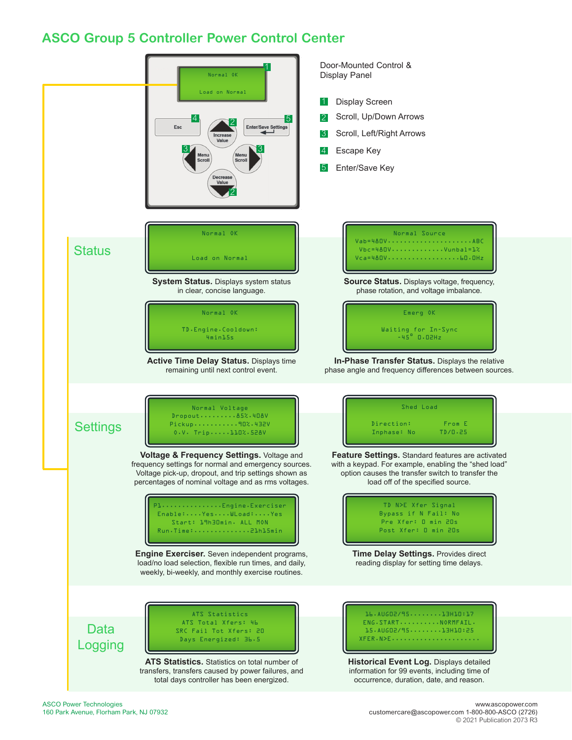# ASCO Group 5 Controller Power Control Center

Door-Mounted Control & Display Panel

1. Display Screen
2. Scroll, Up/Down Arrows
3. Scroll, Left/Right Arrows
4. Escape Key
5. Enter/Save Key

## Status

**System Status.** Displays system status in clear, concise language.

**Source Status.** Displays voltage, frequency, phase rotation, and voltage imbalance.

**Active Time Delay Status.** Displays time remaining until next control event.

**In-Phase Transfer Status.** Displays the relative phase angle and frequency differences between sources.

## Settings

**Voltage & Frequency Settings.** Voltage and frequency settings for normal and emergency sources. Voltage pick-up, dropout, and trip settings shown as percentages of nominal voltage and as rms voltages.

**Feature Settings.** Standard features are activated with a keypad. For example, enabling the “shed load” option causes the transfer switch to transfer the load off of the specified source.

**Engine Exerciser.** Seven independent programs, load/no load selection, flexible run times, and daily, weekly, bi-weekly, and monthly exercise routines.

**Time Delay Settings.** Provides direct reading display for setting time delays.

## Data Logging

**ATS Statistics.** Statistics on total number of transfers, transfers caused by power failures, and total days controller has been energized.

**Historical Event Log.** Displays detailed information for 99 events, including time of occurrence, duration, date, and reason.

ASCO Power Technologies
160 Park Avenue, Florham Park, NJ 07932

www.ascopower.com
customercare@ascopower.com 1-800-800-ASCO (2726)
© 2021 Publication 2073 R3